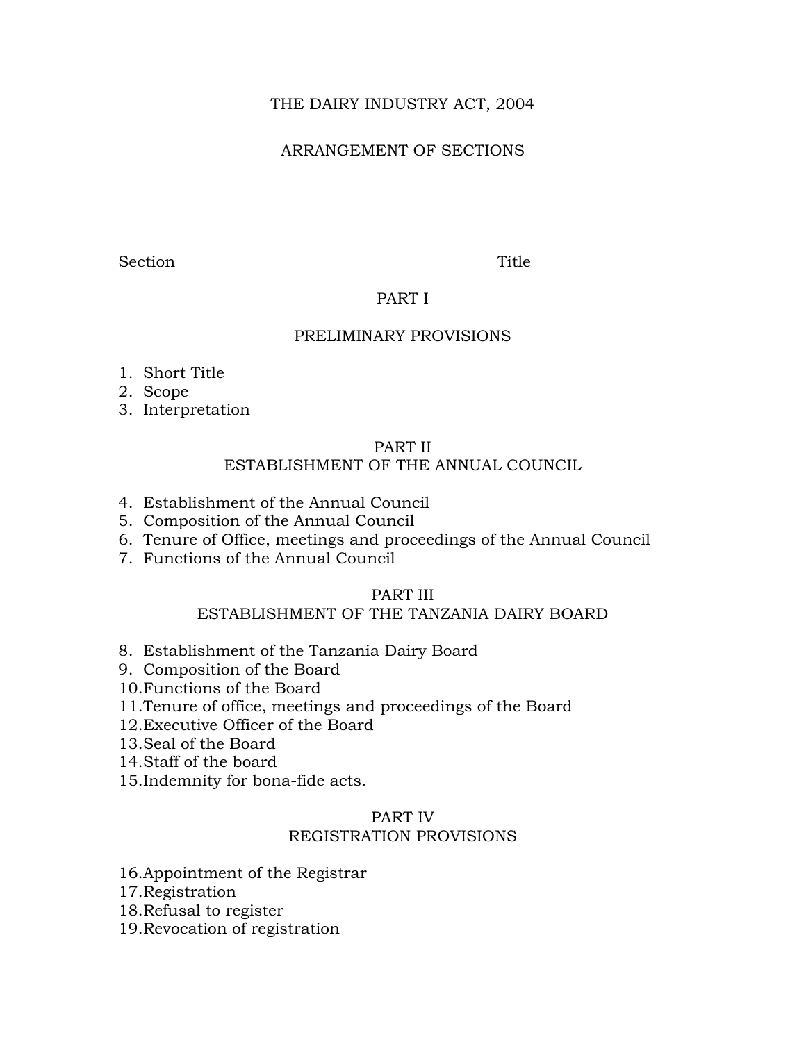# THE DAIRY INDUSTRY ACT, 2004

## ARRANGEMENT OF SECTIONS

Section Title

## PART I

## PRELIMINARY PROVISIONS

1. Short Title
2. Scope
3. Interpretation

## PART II
## ESTABLISHMENT OF THE ANNUAL COUNCIL

4. Establishment of the Annual Council
5. Composition of the Annual Council
6. Tenure of Office, meetings and proceedings of the Annual Council
7. Functions of the Annual Council

## PART III
## ESTABLISHMENT OF THE TANZANIA DAIRY BOARD

8. Establishment of the Tanzania Dairy Board
9. Composition of the Board
10. Functions of the Board
11. Tenure of office, meetings and proceedings of the Board
12. Executive Officer of the Board
13. Seal of the Board
14. Staff of the board
15. Indemnity for bona-fide acts.

## PART IV
## REGISTRATION PROVISIONS

16. Appointment of the Registrar
17. Registration
18. Refusal to register
19. Revocation of registration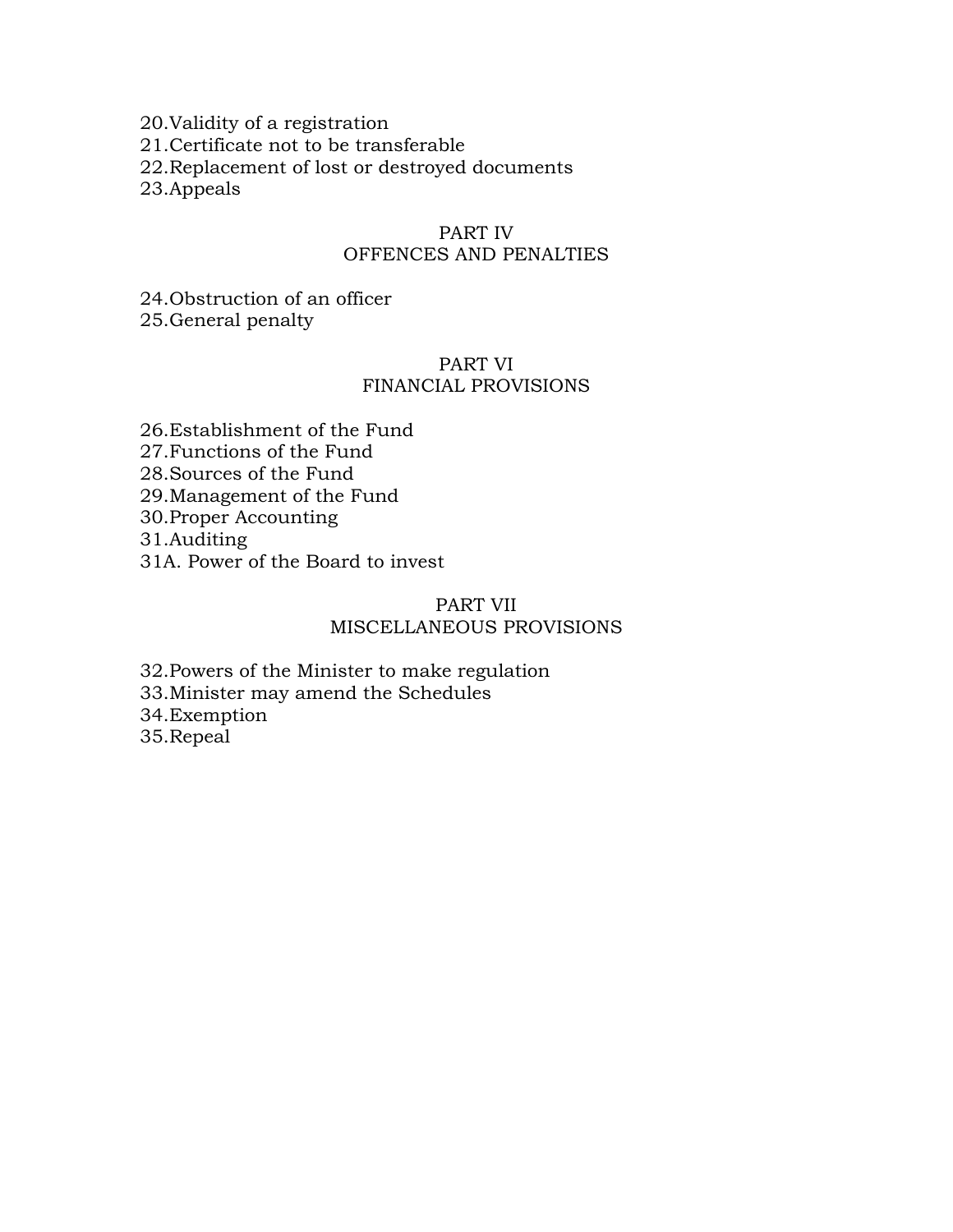20.Validity of a registration
21.Certificate not to be transferable
22.Replacement of lost or destroyed documents
23.Appeals

## PART IV
## OFFENCES AND PENALTIES

24.Obstruction of an officer
25.General penalty

## PART VI
## FINANCIAL PROVISIONS

26.Establishment of the Fund
27.Functions of the Fund
28.Sources of the Fund
29.Management of the Fund
30.Proper Accounting
31.Auditing
31A. Power of the Board to invest

## PART VII
## MISCELLANEOUS PROVISIONS

32.Powers of the Minister to make regulation
33.Minister may amend the Schedules
34.Exemption
35.Repeal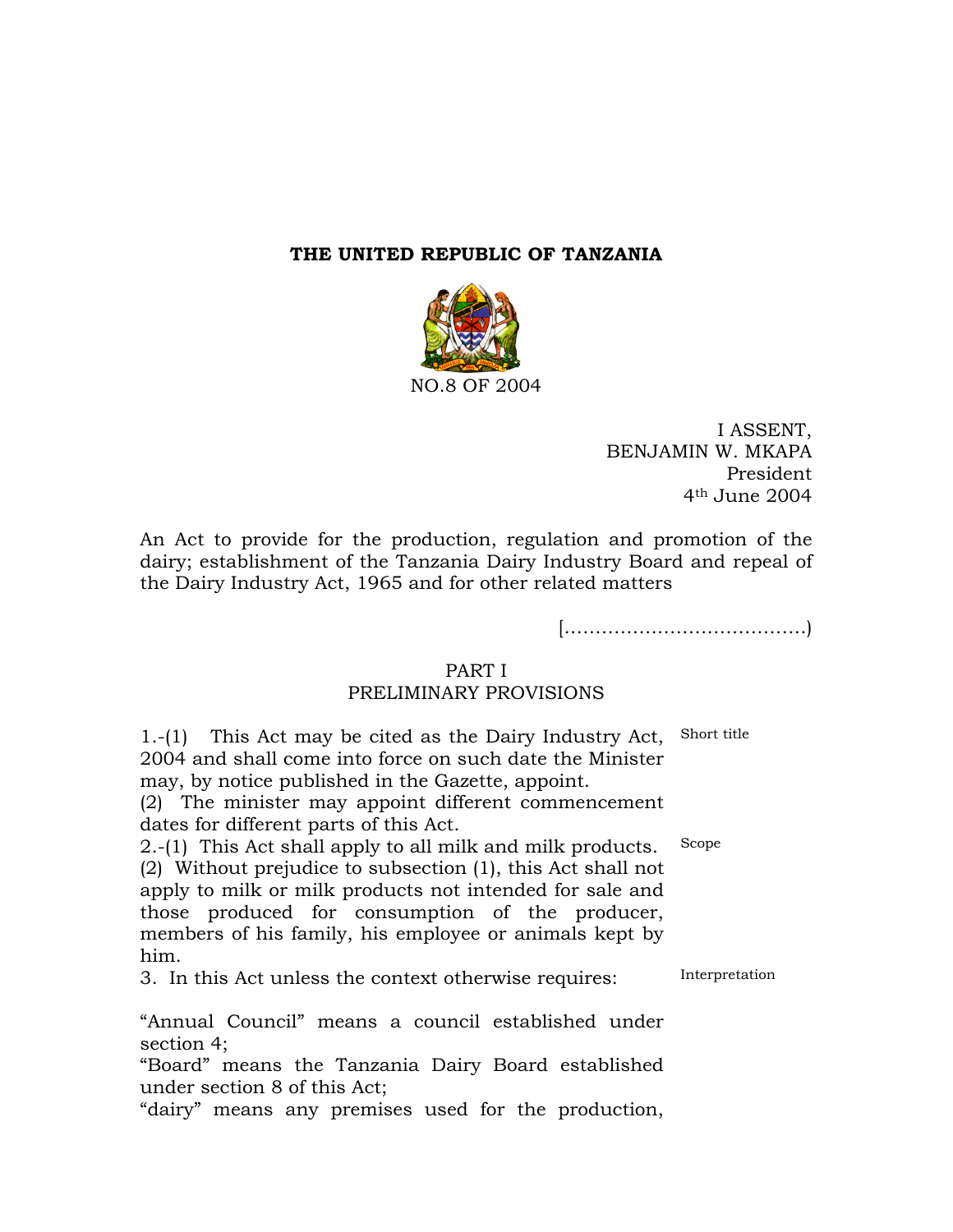**THE UNITED REPUBLIC OF TANZANIA**

NO.8 OF 2004

I ASSENT,
BENJAMIN W. MKAPA
President
4th June 2004

An Act to provide for the production, regulation and promotion of the dairy; establishment of the Tanzania Dairy Industry Board and repeal of the Dairy Industry Act, 1965 and for other related matters

[......................................)

PART I
PRELIMINARY PROVISIONS

Short title

1.-(1) This Act may be cited as the Dairy Industry Act, 2004 and shall come into force on such date the Minister may, by notice published in the Gazette, appoint.

(2) The minister may appoint different commencement dates for different parts of this Act.

Scope

2.-(1) This Act shall apply to all milk and milk products.

(2) Without prejudice to subsection (1), this Act shall not apply to milk or milk products not intended for sale and those produced for consumption of the producer, members of his family, his employee or animals kept by him.

Interpretation

3. In this Act unless the context otherwise requires:

"Annual Council" means a council established under section 4;

"Board" means the Tanzania Dairy Board established under section 8 of this Act;

"dairy" means any premises used for the production,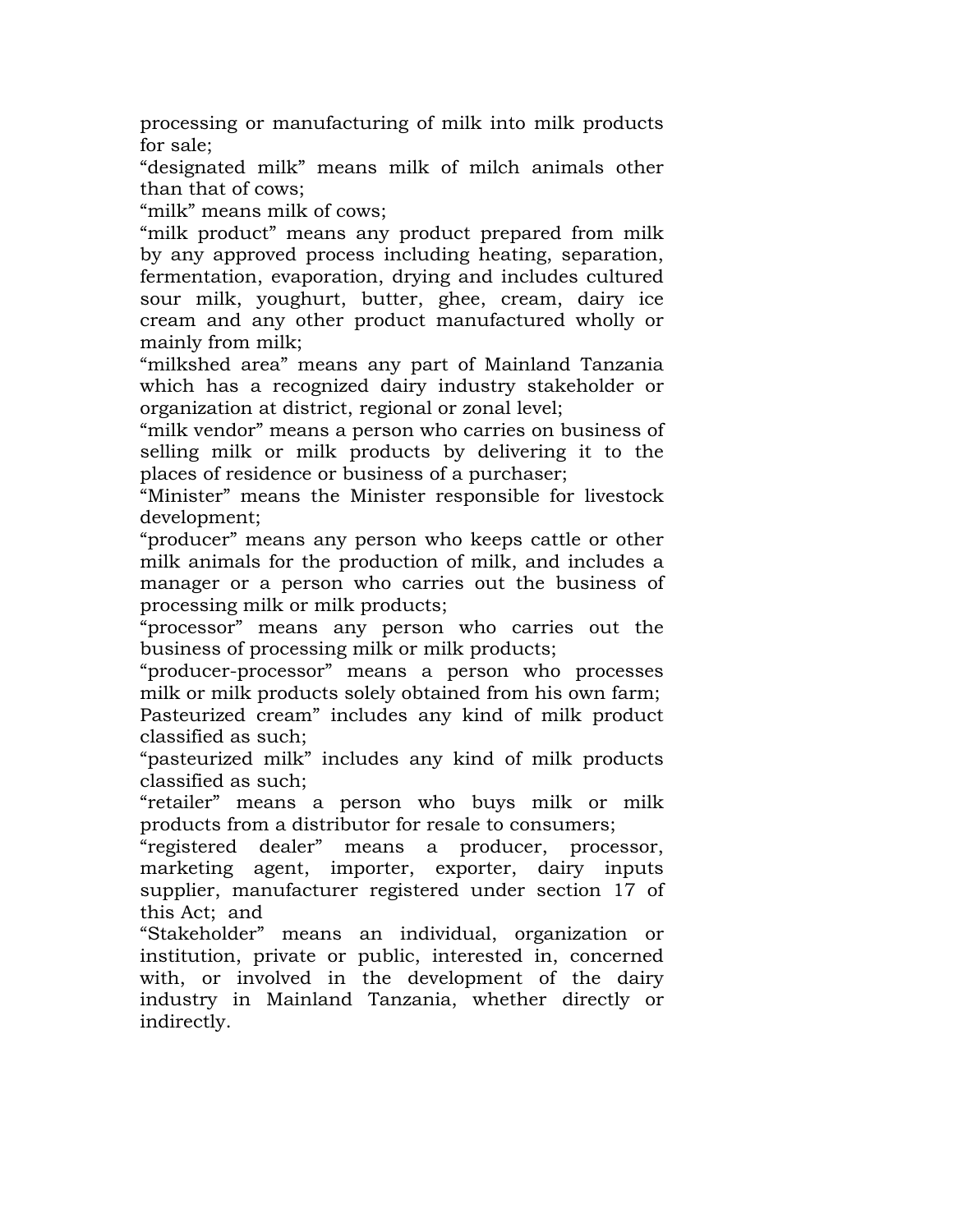processing or manufacturing of milk into milk products for sale;

"designated milk" means milk of milch animals other than that of cows;

"milk" means milk of cows;

"milk product" means any product prepared from milk by any approved process including heating, separation, fermentation, evaporation, drying and includes cultured sour milk, youghurt, butter, ghee, cream, dairy ice cream and any other product manufactured wholly or mainly from milk;

"milkshed area" means any part of Mainland Tanzania which has a recognized dairy industry stakeholder or organization at district, regional or zonal level;

"milk vendor" means a person who carries on business of selling milk or milk products by delivering it to the places of residence or business of a purchaser;

"Minister" means the Minister responsible for livestock development;

"producer" means any person who keeps cattle or other milk animals for the production of milk, and includes a manager or a person who carries out the business of processing milk or milk products;

"processor" means any person who carries out the business of processing milk or milk products;

"producer-processor" means a person who processes milk or milk products solely obtained from his own farm;

Pasteurized cream" includes any kind of milk product classified as such;

"pasteurized milk" includes any kind of milk products classified as such;

"retailer" means a person who buys milk or milk products from a distributor for resale to consumers;

"registered dealer" means a producer, processor, marketing agent, importer, exporter, dairy inputs supplier, manufacturer registered under section 17 of this Act; and

"Stakeholder" means an individual, organization or institution, private or public, interested in, concerned with, or involved in the development of the dairy industry in Mainland Tanzania, whether directly or indirectly.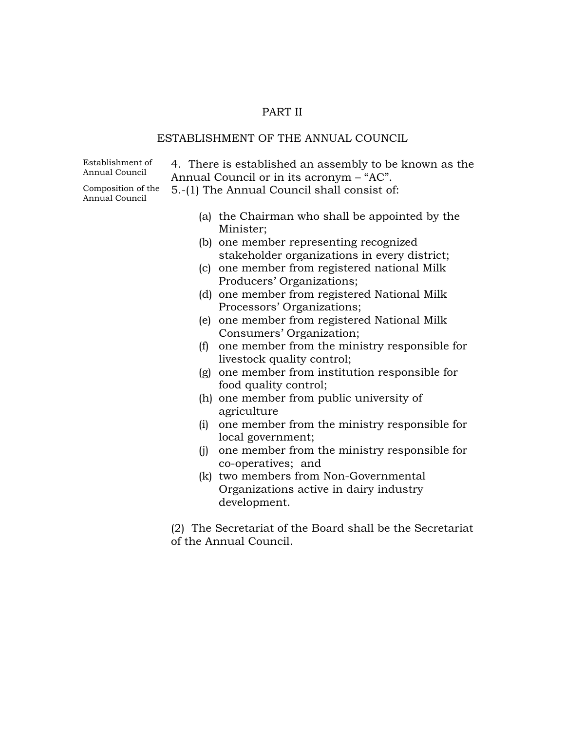## PART II

## ESTABLISHMENT OF THE ANNUAL COUNCIL

Establishment of Annual Council

4. There is established an assembly to be known as the Annual Council or in its acronym – “AC”.

Composition of the Annual Council

5.-(1) The Annual Council shall consist of:

(a) the Chairman who shall be appointed by the Minister;
(b) one member representing recognized stakeholder organizations in every district;
(c) one member from registered national Milk Producers’ Organizations;
(d) one member from registered National Milk Processors’ Organizations;
(e) one member from registered National Milk Consumers’ Organization;
(f) one member from the ministry responsible for livestock quality control;
(g) one member from institution responsible for food quality control;
(h) one member from public university of agriculture
(i) one member from the ministry responsible for local government;
(j) one member from the ministry responsible for co-operatives; and
(k) two members from Non-Governmental Organizations active in dairy industry development.

(2) The Secretariat of the Board shall be the Secretariat of the Annual Council.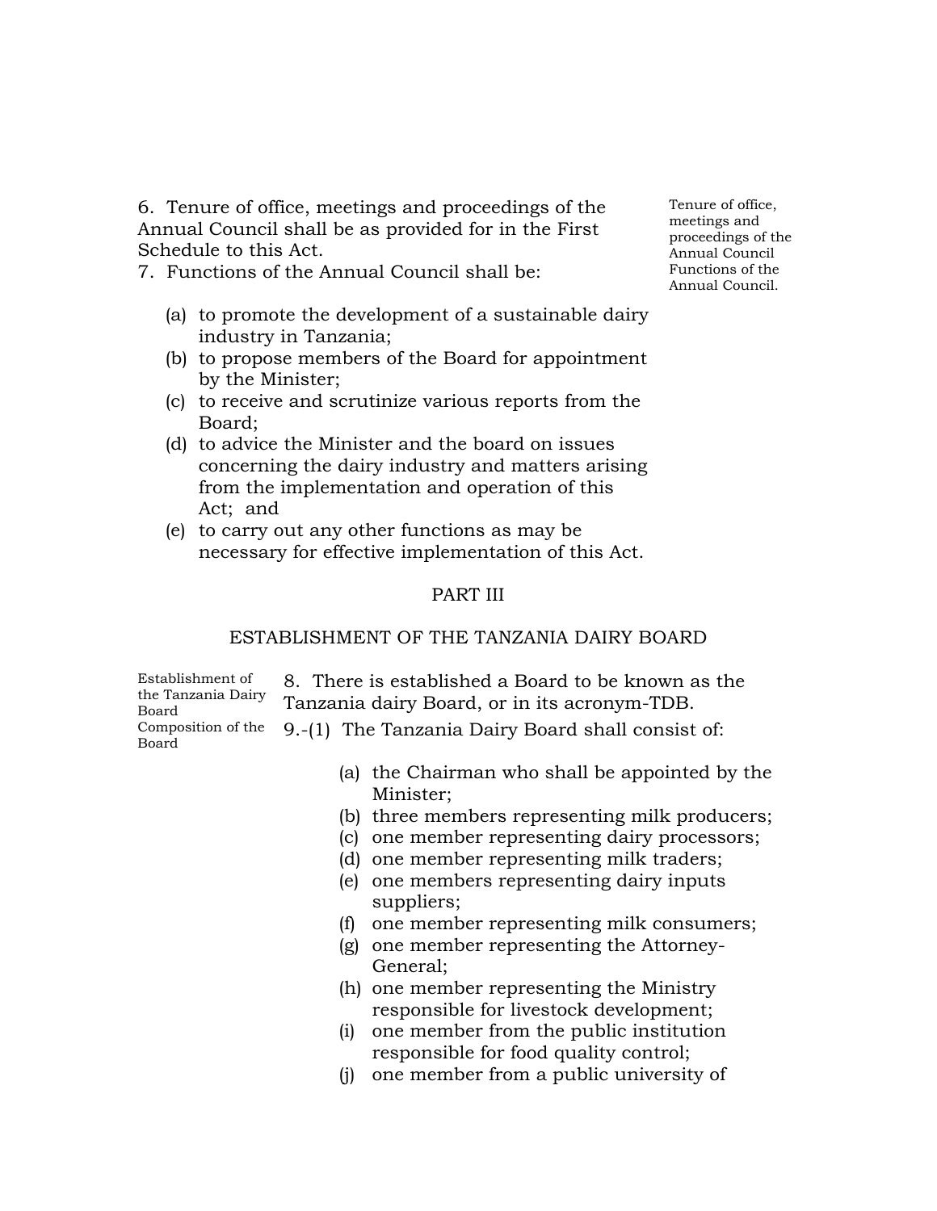6. Tenure of office, meetings and proceedings of the Annual Council shall be as provided for in the First Schedule to this Act.

Tenure of office, meetings and proceedings of the Annual Council

7. Functions of the Annual Council shall be:

Functions of the Annual Council.

(a) to promote the development of a sustainable dairy industry in Tanzania;
(b) to propose members of the Board for appointment by the Minister;
(c) to receive and scrutinize various reports from the Board;
(d) to advice the Minister and the board on issues concerning the dairy industry and matters arising from the implementation and operation of this Act; and
(e) to carry out any other functions as may be necessary for effective implementation of this Act.

## PART III

## ESTABLISHMENT OF THE TANZANIA DAIRY BOARD

Establishment of the Tanzania Dairy Board

8. There is established a Board to be known as the Tanzania dairy Board, or in its acronym-TDB.

Composition of the Board

9.-(1) The Tanzania Dairy Board shall consist of:

(a) the Chairman who shall be appointed by the Minister;
(b) three members representing milk producers;
(c) one member representing dairy processors;
(d) one member representing milk traders;
(e) one members representing dairy inputs suppliers;
(f) one member representing milk consumers;
(g) one member representing the Attorney-General;
(h) one member representing the Ministry responsible for livestock development;
(i) one member from the public institution responsible for food quality control;
(j) one member from a public university of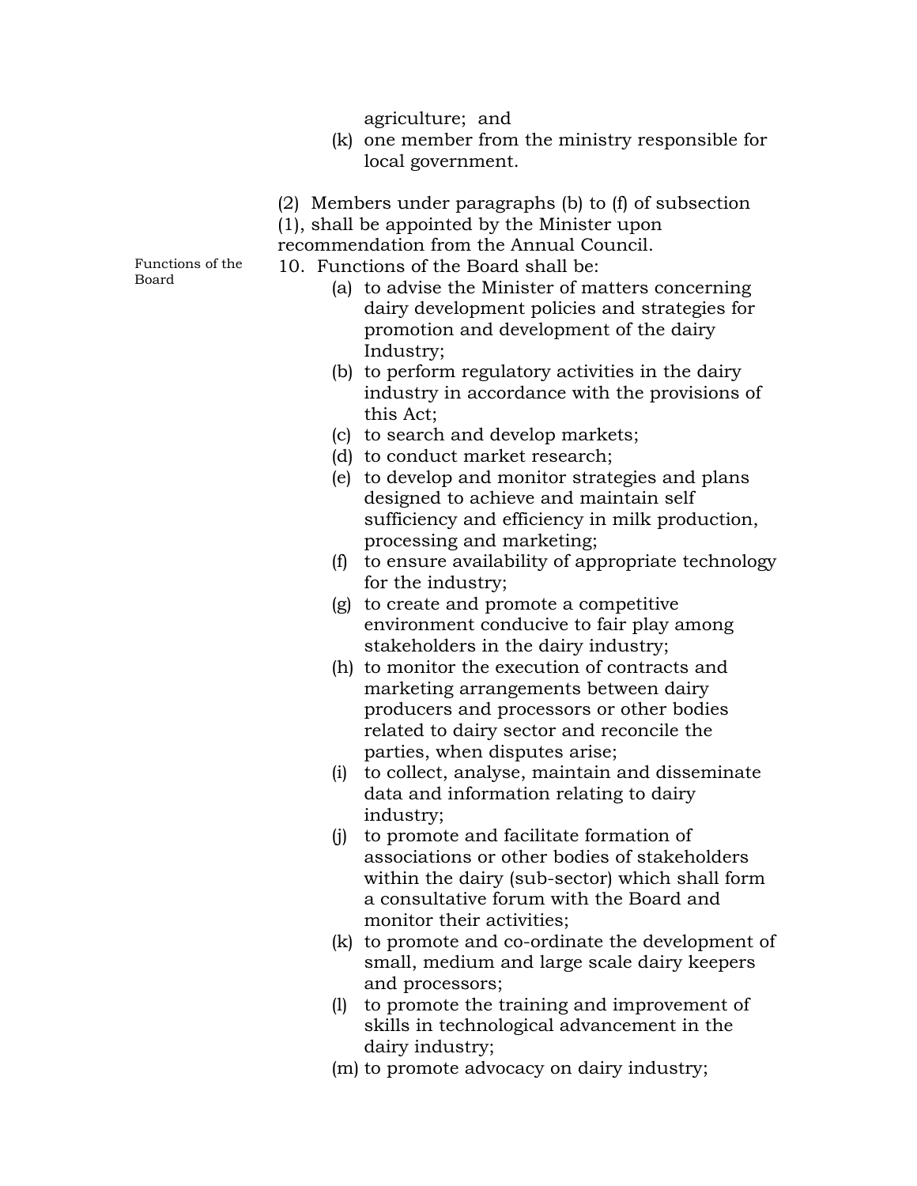agriculture; and

(k) one member from the ministry responsible for local government.

(2) Members under paragraphs (b) to (f) of subsection (1), shall be appointed by the Minister upon recommendation from the Annual Council.

Functions of the Board

10. Functions of the Board shall be:

(a) to advise the Minister of matters concerning dairy development policies and strategies for promotion and development of the dairy Industry;

(b) to perform regulatory activities in the dairy industry in accordance with the provisions of this Act;

(c) to search and develop markets;

(d) to conduct market research;

(e) to develop and monitor strategies and plans designed to achieve and maintain self sufficiency and efficiency in milk production, processing and marketing;

(f) to ensure availability of appropriate technology for the industry;

(g) to create and promote a competitive environment conducive to fair play among stakeholders in the dairy industry;

(h) to monitor the execution of contracts and marketing arrangements between dairy producers and processors or other bodies related to dairy sector and reconcile the parties, when disputes arise;

(i) to collect, analyse, maintain and disseminate data and information relating to dairy industry;

(j) to promote and facilitate formation of associations or other bodies of stakeholders within the dairy (sub-sector) which shall form a consultative forum with the Board and monitor their activities;

(k) to promote and co-ordinate the development of small, medium and large scale dairy keepers and processors;

(l) to promote the training and improvement of skills in technological advancement in the dairy industry;

(m) to promote advocacy on dairy industry;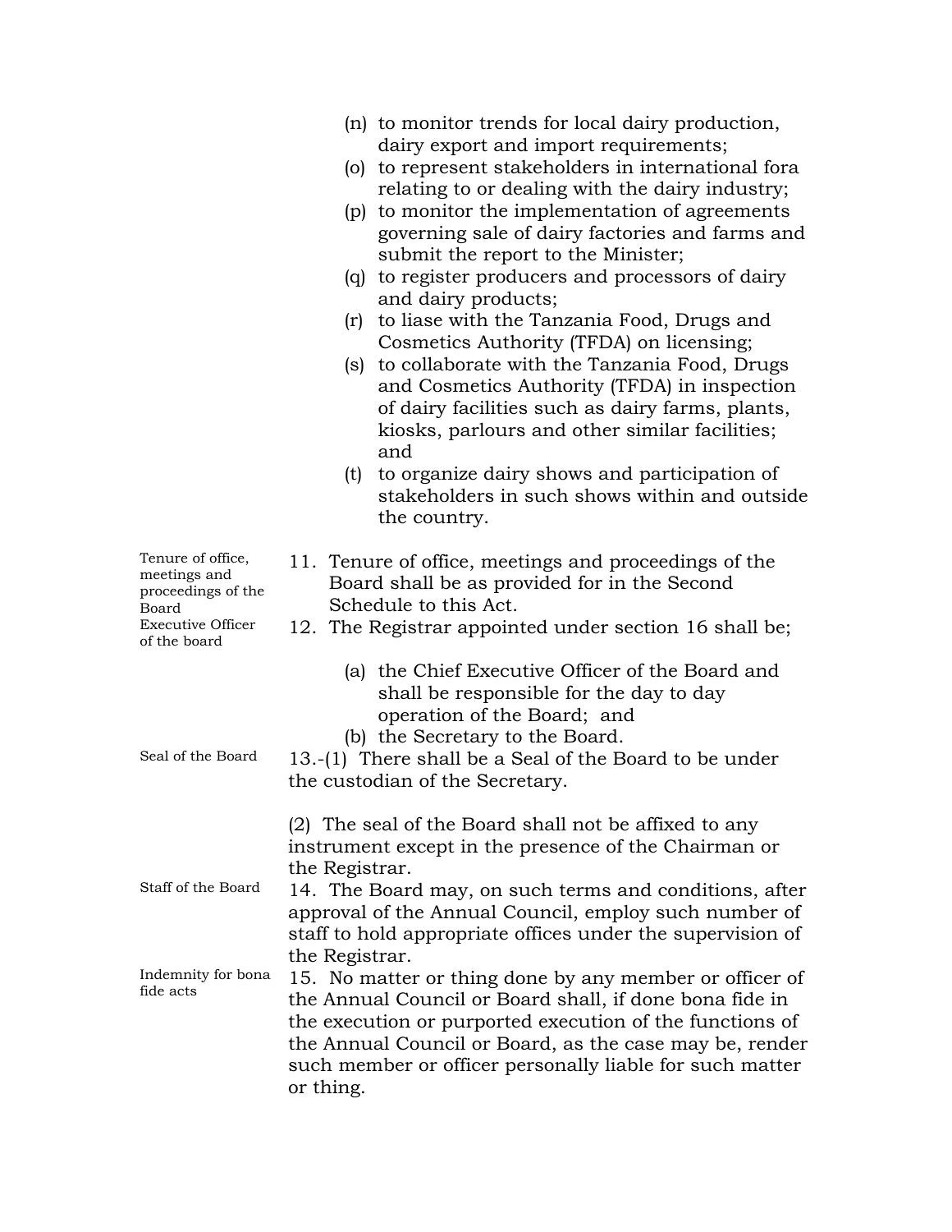(n) to monitor trends for local dairy production, dairy export and import requirements;

(o) to represent stakeholders in international fora relating to or dealing with the dairy industry;

(p) to monitor the implementation of agreements governing sale of dairy factories and farms and submit the report to the Minister;

(q) to register producers and processors of dairy and dairy products;

(r) to liase with the Tanzania Food, Drugs and Cosmetics Authority (TFDA) on licensing;

(s) to collaborate with the Tanzania Food, Drugs and Cosmetics Authority (TFDA) in inspection of dairy facilities such as dairy farms, plants, kiosks, parlours and other similar facilities; and

(t) to organize dairy shows and participation of stakeholders in such shows within and outside the country.

*Tenure of office, meetings and proceedings of the Board*

11. Tenure of office, meetings and proceedings of the Board shall be as provided for in the Second Schedule to this Act.

*Executive Officer of the board*

12. The Registrar appointed under section 16 shall be;

(a) the Chief Executive Officer of the Board and shall be responsible for the day to day operation of the Board; and

(b) the Secretary to the Board.

*Seal of the Board*

13.-(1) There shall be a Seal of the Board to be under the custodian of the Secretary.

(2) The seal of the Board shall not be affixed to any instrument except in the presence of the Chairman or the Registrar.

*Staff of the Board*

14. The Board may, on such terms and conditions, after approval of the Annual Council, employ such number of staff to hold appropriate offices under the supervision of the Registrar.

*Indemnity for bona fide acts*

15. No matter or thing done by any member or officer of the Annual Council or Board shall, if done bona fide in the execution or purported execution of the functions of the Annual Council or Board, as the case may be, render such member or officer personally liable for such matter or thing.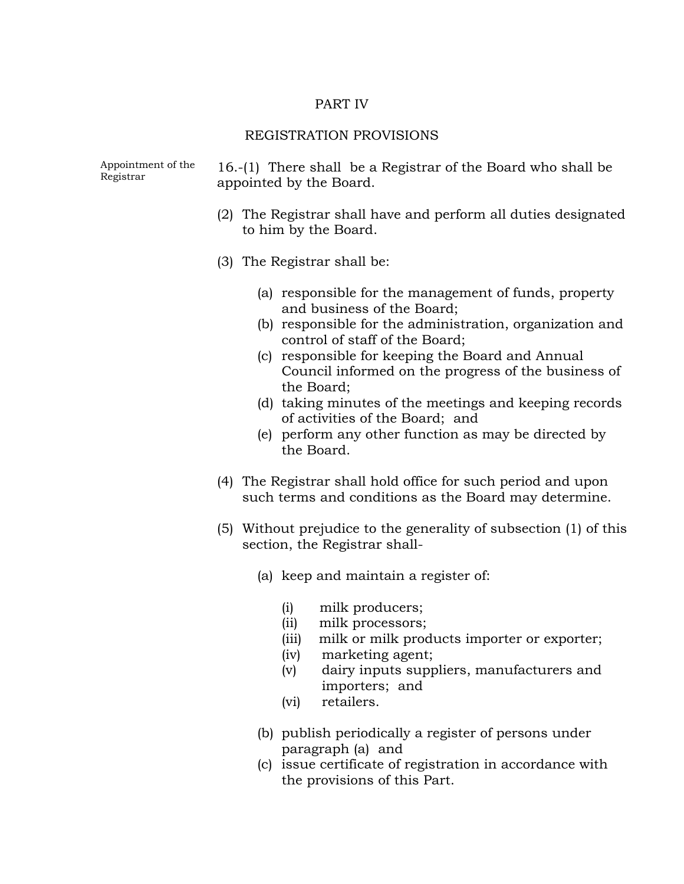## PART IV

## REGISTRATION PROVISIONS

Appointment of the Registrar

16.-(1) There shall be a Registrar of the Board who shall be appointed by the Board.

(2) The Registrar shall have and perform all duties designated to him by the Board.

(3) The Registrar shall be:

(a) responsible for the management of funds, property and business of the Board;
(b) responsible for the administration, organization and control of staff of the Board;
(c) responsible for keeping the Board and Annual Council informed on the progress of the business of the Board;
(d) taking minutes of the meetings and keeping records of activities of the Board; and
(e) perform any other function as may be directed by the Board.

(4) The Registrar shall hold office for such period and upon such terms and conditions as the Board may determine.

(5) Without prejudice to the generality of subsection (1) of this section, the Registrar shall-

(a) keep and maintain a register of:

(i) milk producers;
(ii) milk processors;
(iii) milk or milk products importer or exporter;
(iv) marketing agent;
(v) dairy inputs suppliers, manufacturers and importers; and
(vi) retailers.

(b) publish periodically a register of persons under paragraph (a) and
(c) issue certificate of registration in accordance with the provisions of this Part.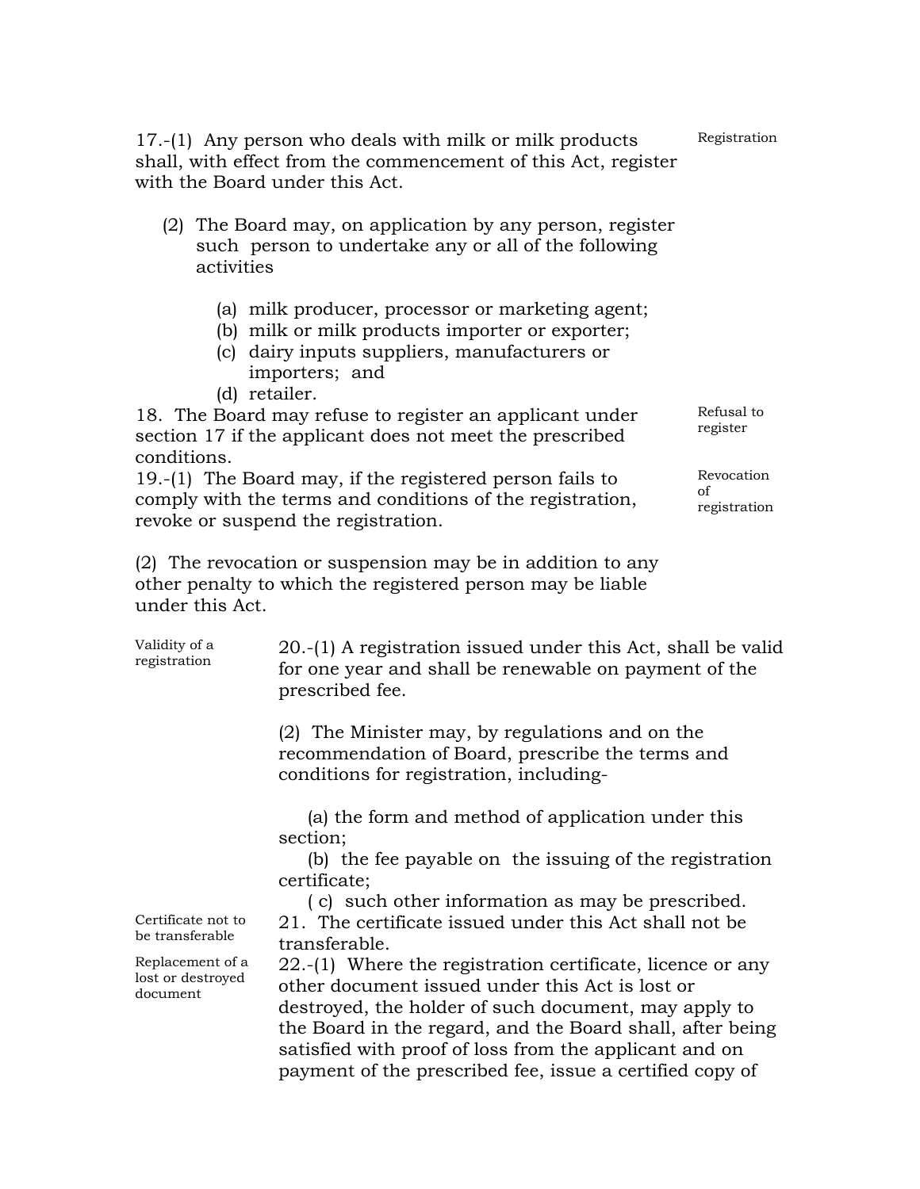**Registration**

17.-(1) Any person who deals with milk or milk products shall, with effect from the commencement of this Act, register with the Board under this Act.

(2) The Board may, on application by any person, register such person to undertake any or all of the following activities

(a) milk producer, processor or marketing agent;
(b) milk or milk products importer or exporter;
(c) dairy inputs suppliers, manufacturers or importers; and
(d) retailer.

**Refusal to register**

18. The Board may refuse to register an applicant under section 17 if the applicant does not meet the prescribed conditions.

**Revocation of registration**

19.-(1) The Board may, if the registered person fails to comply with the terms and conditions of the registration, revoke or suspend the registration.

(2) The revocation or suspension may be in addition to any other penalty to which the registered person may be liable under this Act.

**Validity of a registration**

20.-(1) A registration issued under this Act, shall be valid for one year and shall be renewable on payment of the prescribed fee.

(2) The Minister may, by regulations and on the recommendation of Board, prescribe the terms and conditions for registration, including-

(a) the form and method of application under this section;
(b) the fee payable on the issuing of the registration certificate;
( c) such other information as may be prescribed.

**Certificate not to be transferable**

21. The certificate issued under this Act shall not be transferable.

**Replacement of a lost or destroyed document**

22.-(1) Where the registration certificate, licence or any other document issued under this Act is lost or destroyed, the holder of such document, may apply to the Board in the regard, and the Board shall, after being satisfied with proof of loss from the applicant and on payment of the prescribed fee, issue a certified copy of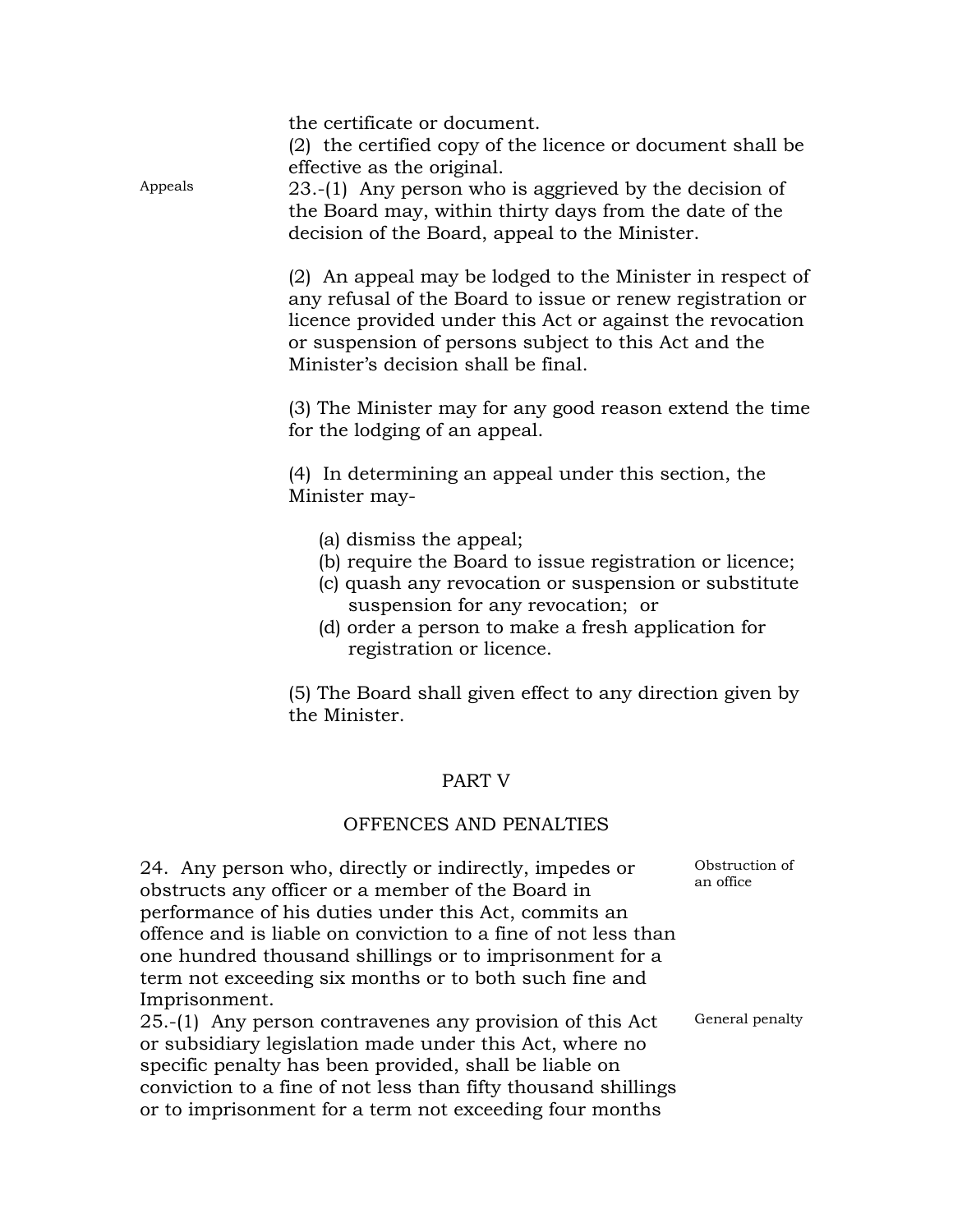the certificate or document.

(2) the certified copy of the licence or document shall be effective as the original.

Appeals

23.-(1) Any person who is aggrieved by the decision of the Board may, within thirty days from the date of the decision of the Board, appeal to the Minister.

(2) An appeal may be lodged to the Minister in respect of any refusal of the Board to issue or renew registration or licence provided under this Act or against the revocation or suspension of persons subject to this Act and the Minister's decision shall be final.

(3) The Minister may for any good reason extend the time for the lodging of an appeal.

(4) In determining an appeal under this section, the Minister may-

(a) dismiss the appeal;
(b) require the Board to issue registration or licence;
(c) quash any revocation or suspension or substitute suspension for any revocation; or
(d) order a person to make a fresh application for registration or licence.

(5) The Board shall given effect to any direction given by the Minister.

## PART V

## OFFENCES AND PENALTIES

Obstruction of an office

24. Any person who, directly or indirectly, impedes or obstructs any officer or a member of the Board in performance of his duties under this Act, commits an offence and is liable on conviction to a fine of not less than one hundred thousand shillings or to imprisonment for a term not exceeding six months or to both such fine and Imprisonment.

General penalty

25.-(1) Any person contravenes any provision of this Act or subsidiary legislation made under this Act, where no specific penalty has been provided, shall be liable on conviction to a fine of not less than fifty thousand shillings or to imprisonment for a term not exceeding four months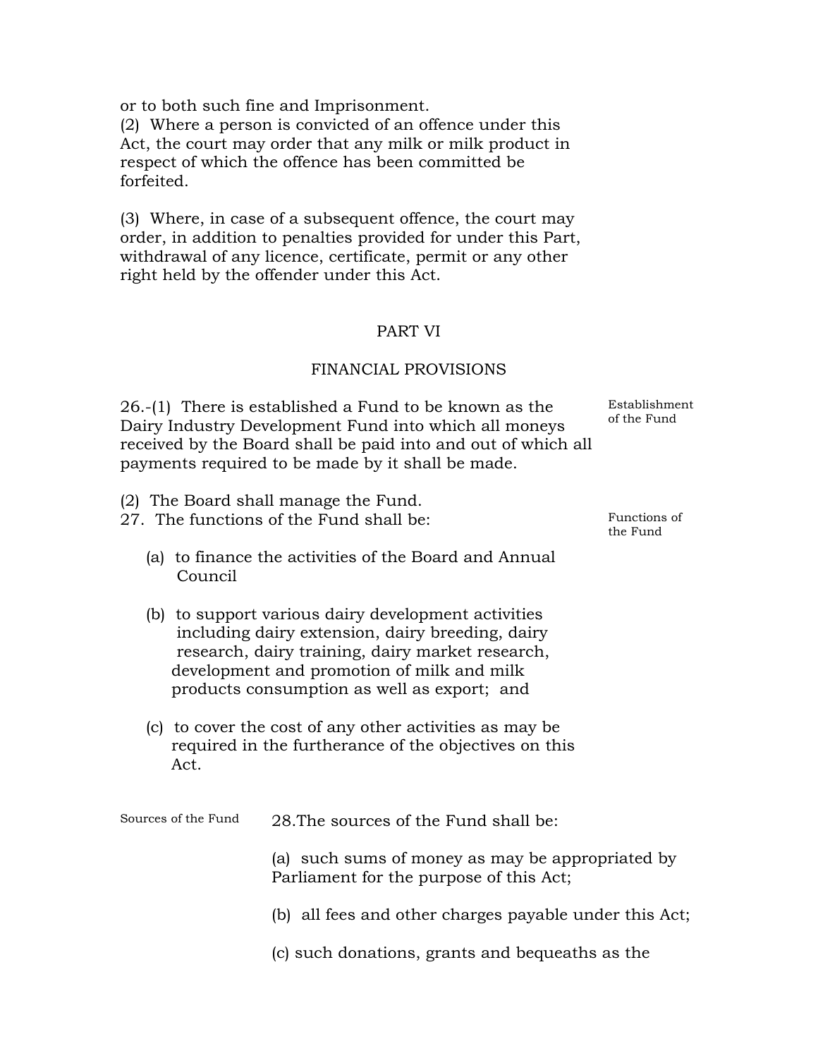or to both such fine and Imprisonment.

(2) Where a person is convicted of an offence under this Act, the court may order that any milk or milk product in respect of which the offence has been committed be forfeited.

(3) Where, in case of a subsequent offence, the court may order, in addition to penalties provided for under this Part, withdrawal of any licence, certificate, permit or any other right held by the offender under this Act.

## PART VI

## FINANCIAL PROVISIONS

*Establishment of the Fund*

26.-(1) There is established a Fund to be known as the Dairy Industry Development Fund into which all moneys received by the Board shall be paid into and out of which all payments required to be made by it shall be made.

(2) The Board shall manage the Fund.

*Functions of the Fund*

27. The functions of the Fund shall be:

(a) to finance the activities of the Board and Annual Council

(b) to support various dairy development activities including dairy extension, dairy breeding, dairy research, dairy training, dairy market research, development and promotion of milk and milk products consumption as well as export; and

(c) to cover the cost of any other activities as may be required in the furtherance of the objectives on this Act.

*Sources of the Fund*

28.The sources of the Fund shall be:

(a) such sums of money as may be appropriated by Parliament for the purpose of this Act;

(b) all fees and other charges payable under this Act;

(c) such donations, grants and bequeaths as the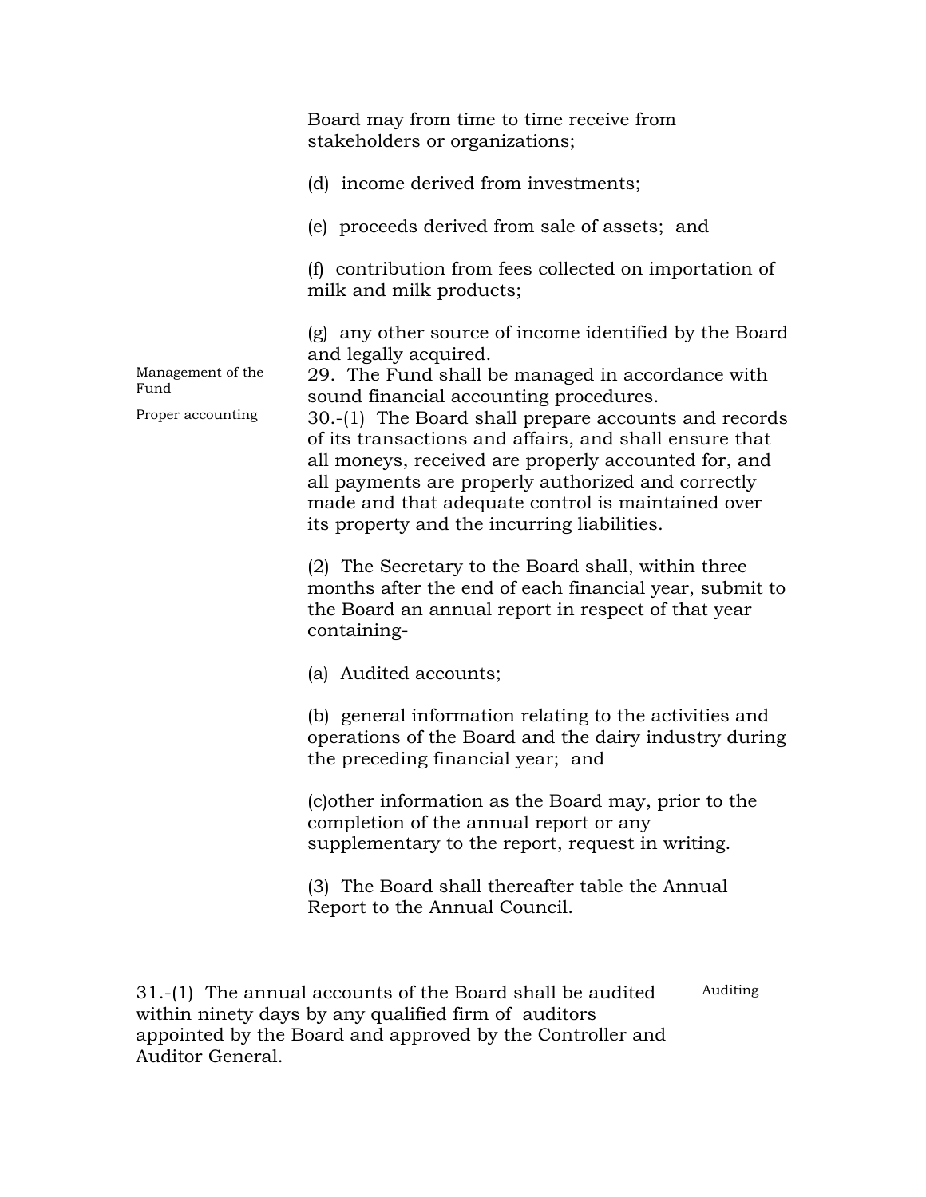Board may from time to time receive from stakeholders or organizations;

(d) income derived from investments;

(e) proceeds derived from sale of assets; and

(f) contribution from fees collected on importation of milk and milk products;

(g) any other source of income identified by the Board and legally acquired.

Management of the Fund

29. The Fund shall be managed in accordance with sound financial accounting procedures.

Proper accounting

30.-(1) The Board shall prepare accounts and records of its transactions and affairs, and shall ensure that all moneys, received are properly accounted for, and all payments are properly authorized and correctly made and that adequate control is maintained over its property and the incurring liabilities.

(2) The Secretary to the Board shall, within three months after the end of each financial year, submit to the Board an annual report in respect of that year containing-

(a) Audited accounts;

(b) general information relating to the activities and operations of the Board and the dairy industry during the preceding financial year; and

(c)other information as the Board may, prior to the completion of the annual report or any supplementary to the report, request in writing.

(3) The Board shall thereafter table the Annual Report to the Annual Council.

Auditing

31.-(1) The annual accounts of the Board shall be audited within ninety days by any qualified firm of auditors appointed by the Board and approved by the Controller and Auditor General.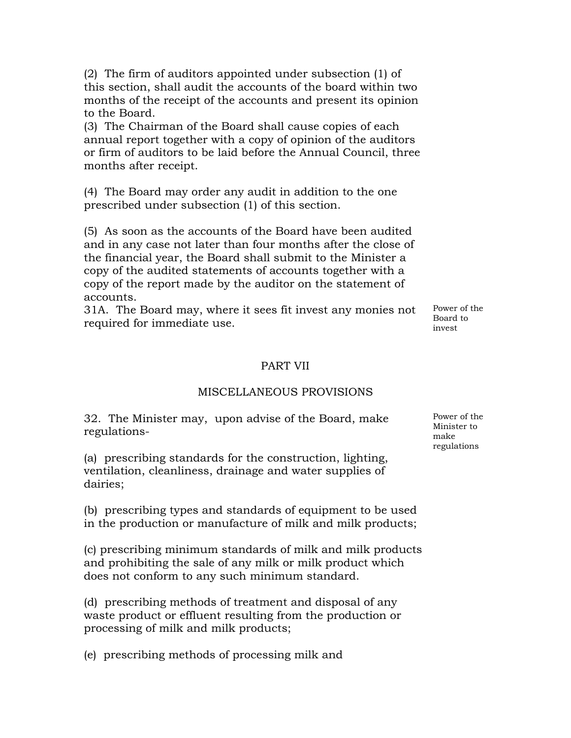(2) The firm of auditors appointed under subsection (1) of this section, shall audit the accounts of the board within two months of the receipt of the accounts and present its opinion to the Board.

(3) The Chairman of the Board shall cause copies of each annual report together with a copy of opinion of the auditors or firm of auditors to be laid before the Annual Council, three months after receipt.

(4) The Board may order any audit in addition to the one prescribed under subsection (1) of this section.

(5) As soon as the accounts of the Board have been audited and in any case not later than four months after the close of the financial year, the Board shall submit to the Minister a copy of the audited statements of accounts together with a copy of the report made by the auditor on the statement of accounts.

*Power of the Board to invest*

31A. The Board may, where it sees fit invest any monies not required for immediate use.

## PART VII

## MISCELLANEOUS PROVISIONS

*Power of the Minister to make regulations*

32. The Minister may, upon advise of the Board, make regulations-

(a) prescribing standards for the construction, lighting, ventilation, cleanliness, drainage and water supplies of dairies;

(b) prescribing types and standards of equipment to be used in the production or manufacture of milk and milk products;

(c) prescribing minimum standards of milk and milk products and prohibiting the sale of any milk or milk product which does not conform to any such minimum standard.

(d) prescribing methods of treatment and disposal of any waste product or effluent resulting from the production or processing of milk and milk products;

(e) prescribing methods of processing milk and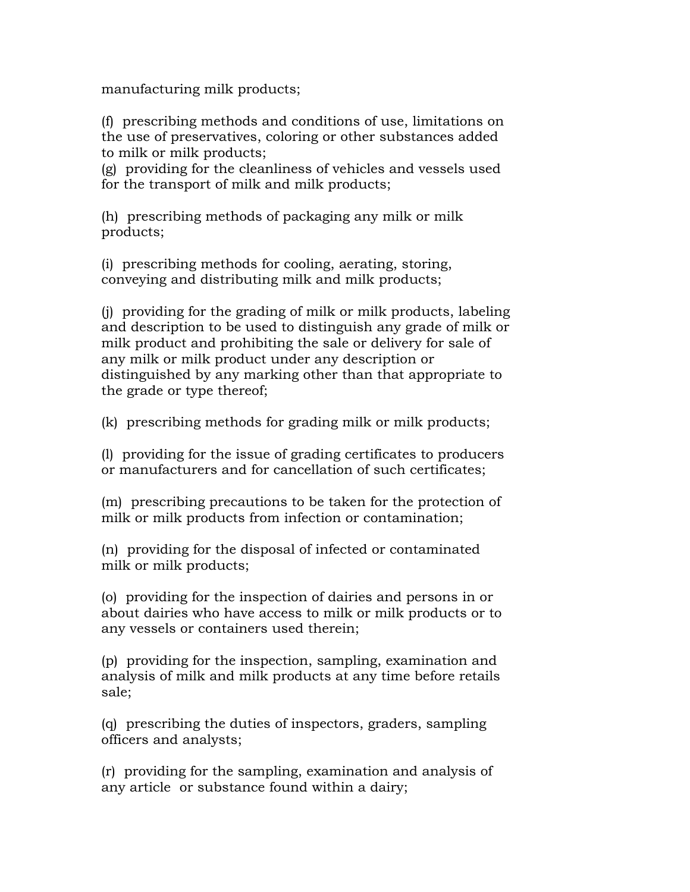manufacturing milk products;

(f) prescribing methods and conditions of use, limitations on the use of preservatives, coloring or other substances added to milk or milk products;

(g) providing for the cleanliness of vehicles and vessels used for the transport of milk and milk products;

(h) prescribing methods of packaging any milk or milk products;

(i) prescribing methods for cooling, aerating, storing, conveying and distributing milk and milk products;

(j) providing for the grading of milk or milk products, labeling and description to be used to distinguish any grade of milk or milk product and prohibiting the sale or delivery for sale of any milk or milk product under any description or distinguished by any marking other than that appropriate to the grade or type thereof;

(k) prescribing methods for grading milk or milk products;

(l) providing for the issue of grading certificates to producers or manufacturers and for cancellation of such certificates;

(m) prescribing precautions to be taken for the protection of milk or milk products from infection or contamination;

(n) providing for the disposal of infected or contaminated milk or milk products;

(o) providing for the inspection of dairies and persons in or about dairies who have access to milk or milk products or to any vessels or containers used therein;

(p) providing for the inspection, sampling, examination and analysis of milk and milk products at any time before retails sale;

(q) prescribing the duties of inspectors, graders, sampling officers and analysts;

(r) providing for the sampling, examination and analysis of any article or substance found within a dairy;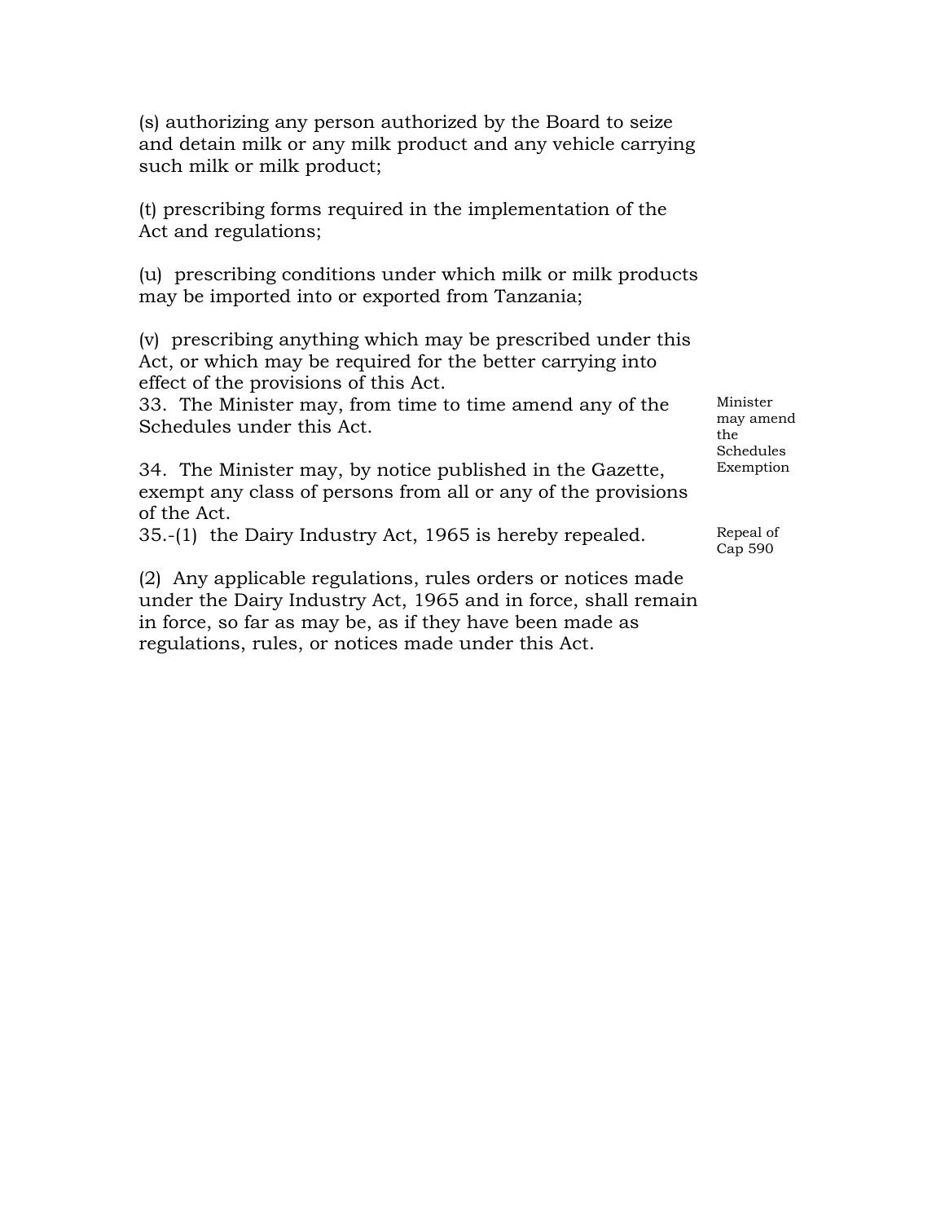(s) authorizing any person authorized by the Board to seize and detain milk or any milk product and any vehicle carrying such milk or milk product;

(t) prescribing forms required in the implementation of the Act and regulations;

(u) prescribing conditions under which milk or milk products may be imported into or exported from Tanzania;

(v) prescribing anything which may be prescribed under this Act, or which may be required for the better carrying into effect of the provisions of this Act.

*Minister may amend the Schedules*

33. The Minister may, from time to time amend any of the Schedules under this Act.

*Exemption*

34. The Minister may, by notice published in the Gazette, exempt any class of persons from all or any of the provisions of the Act.

*Repeal of Cap 590*

35.-(1) the Dairy Industry Act, 1965 is hereby repealed.

(2) Any applicable regulations, rules orders or notices made under the Dairy Industry Act, 1965 and in force, shall remain in force, so far as may be, as if they have been made as regulations, rules, or notices made under this Act.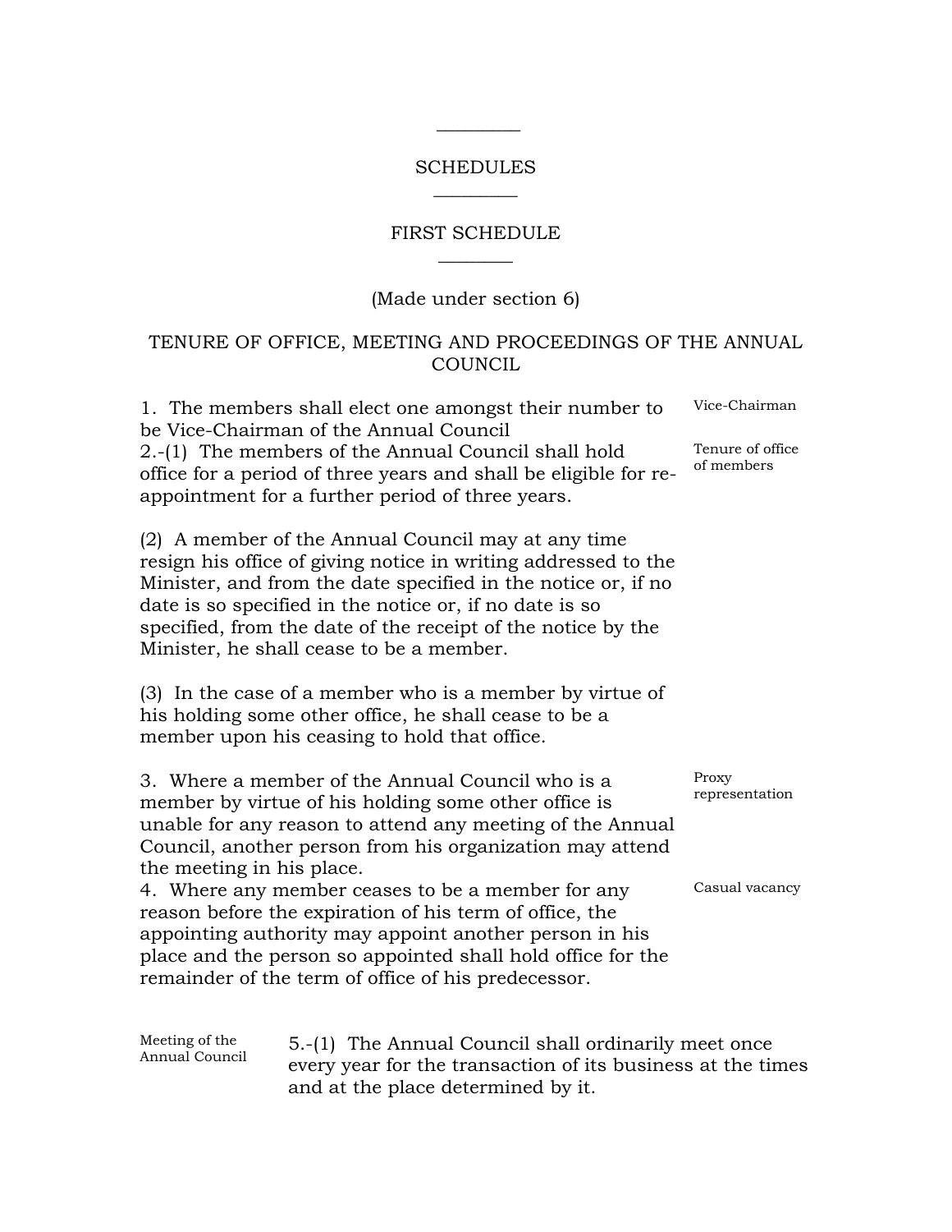## SCHEDULES

## FIRST SCHEDULE

(Made under section 6)

### TENURE OF OFFICE, MEETING AND PROCEEDINGS OF THE ANNUAL COUNCIL

**Vice-Chairman**

1. The members shall elect one amongst their number to be Vice-Chairman of the Annual Council

**Tenure of office of members**

2.-(1) The members of the Annual Council shall hold office for a period of three years and shall be eligible for re-appointment for a further period of three years.

(2) A member of the Annual Council may at any time resign his office of giving notice in writing addressed to the Minister, and from the date specified in the notice or, if no date is so specified in the notice or, if no date is so specified, from the date of the receipt of the notice by the Minister, he shall cease to be a member.

(3) In the case of a member who is a member by virtue of his holding some other office, he shall cease to be a member upon his ceasing to hold that office.

**Proxy representation**

3. Where a member of the Annual Council who is a member by virtue of his holding some other office is unable for any reason to attend any meeting of the Annual Council, another person from his organization may attend the meeting in his place.

**Casual vacancy**

4. Where any member ceases to be a member for any reason before the expiration of his term of office, the appointing authority may appoint another person in his place and the person so appointed shall hold office for the remainder of the term of office of his predecessor.

**Meeting of the Annual Council**

5.-(1) The Annual Council shall ordinarily meet once every year for the transaction of its business at the times and at the place determined by it.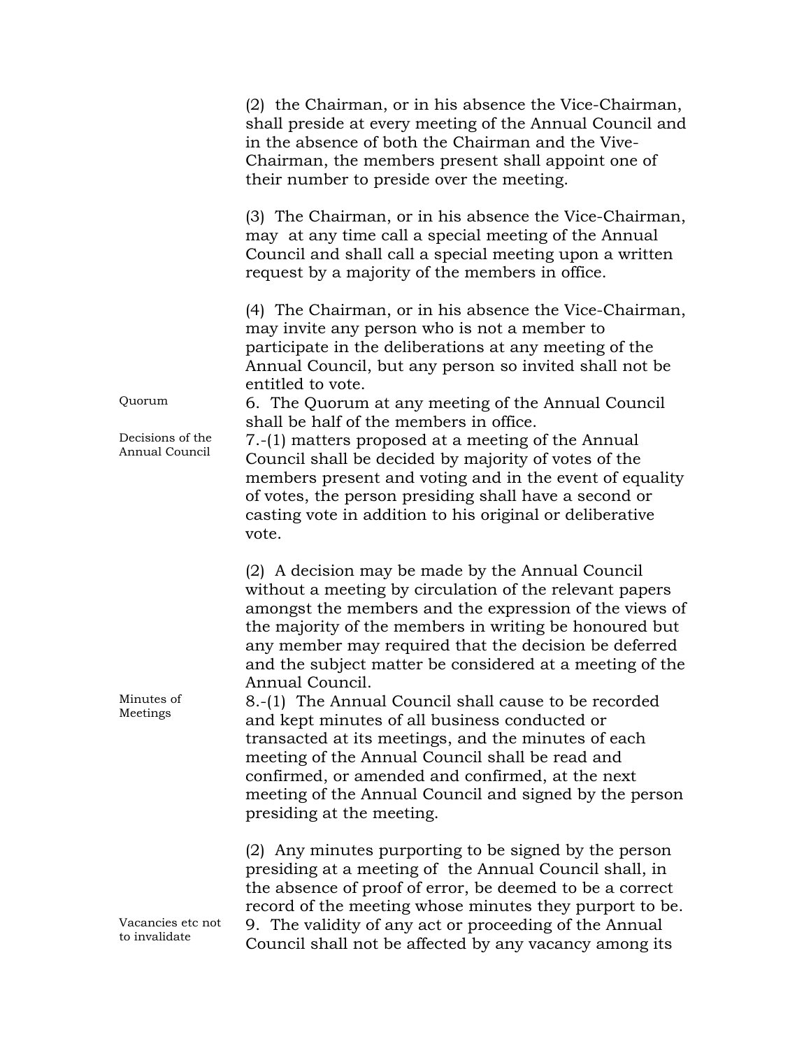(2) the Chairman, or in his absence the Vice-Chairman, shall preside at every meeting of the Annual Council and in the absence of both the Chairman and the Vive-Chairman, the members present shall appoint one of their number to preside over the meeting.

(3) The Chairman, or in his absence the Vice-Chairman, may at any time call a special meeting of the Annual Council and shall call a special meeting upon a written request by a majority of the members in office.

(4) The Chairman, or in his absence the Vice-Chairman, may invite any person who is not a member to participate in the deliberations at any meeting of the Annual Council, but any person so invited shall not be entitled to vote.

*Quorum*

6. The Quorum at any meeting of the Annual Council shall be half of the members in office.

*Decisions of the Annual Council*

7.-(1) matters proposed at a meeting of the Annual Council shall be decided by majority of votes of the members present and voting and in the event of equality of votes, the person presiding shall have a second or casting vote in addition to his original or deliberative vote.

(2) A decision may be made by the Annual Council without a meeting by circulation of the relevant papers amongst the members and the expression of the views of the majority of the members in writing be honoured but any member may required that the decision be deferred and the subject matter be considered at a meeting of the Annual Council.

*Minutes of Meetings*

8.-(1) The Annual Council shall cause to be recorded and kept minutes of all business conducted or transacted at its meetings, and the minutes of each meeting of the Annual Council shall be read and confirmed, or amended and confirmed, at the next meeting of the Annual Council and signed by the person presiding at the meeting.

(2) Any minutes purporting to be signed by the person presiding at a meeting of the Annual Council shall, in the absence of proof of error, be deemed to be a correct record of the meeting whose minutes they purport to be.

*Vacancies etc not to invalidate*

9. The validity of any act or proceeding of the Annual Council shall not be affected by any vacancy among its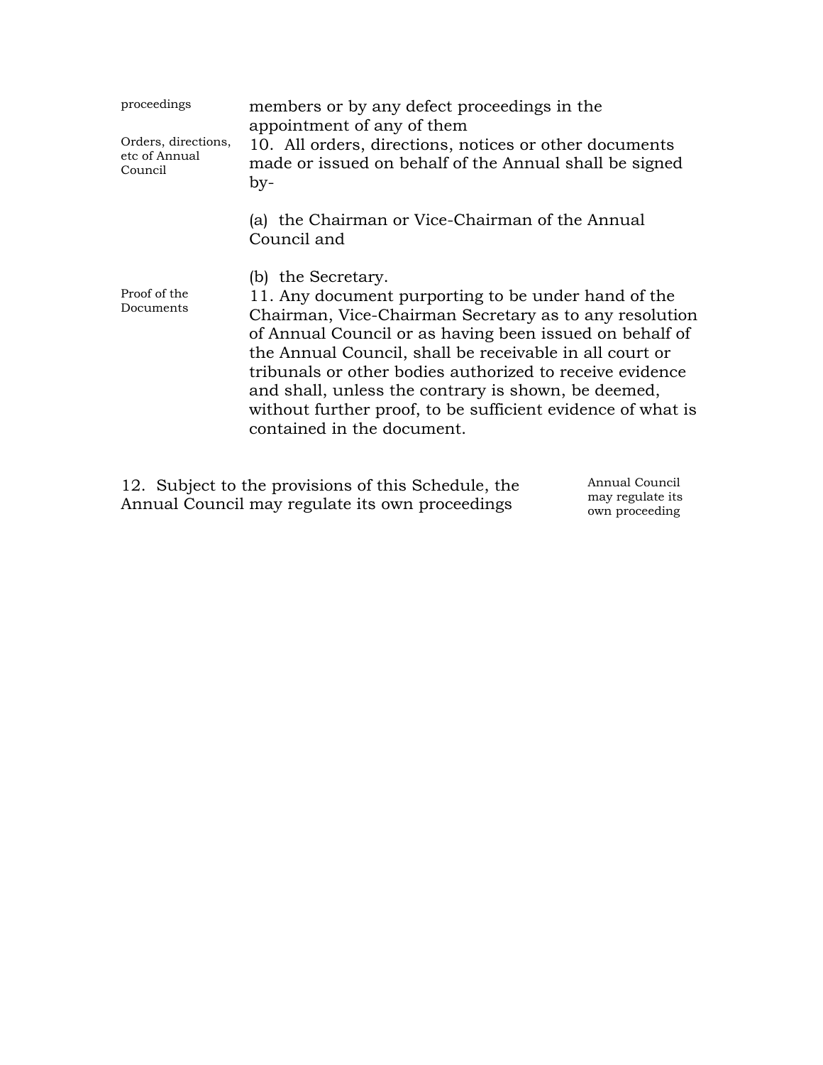proceedings — members or by any defect proceedings in the appointment of any of them

*Orders, directions, etc of Annual Council*

10. All orders, directions, notices or other documents made or issued on behalf of the Annual shall be signed by-

(a) the Chairman or Vice-Chairman of the Annual Council and

(b) the Secretary.

*Proof of the Documents*

11. Any document purporting to be under hand of the Chairman, Vice-Chairman Secretary as to any resolution of Annual Council or as having been issued on behalf of the Annual Council, shall be receivable in all court or tribunals or other bodies authorized to receive evidence and shall, unless the contrary is shown, be deemed, without further proof, to be sufficient evidence of what is contained in the document.

*Annual Council may regulate its own proceeding*

12. Subject to the provisions of this Schedule, the Annual Council may regulate its own proceedings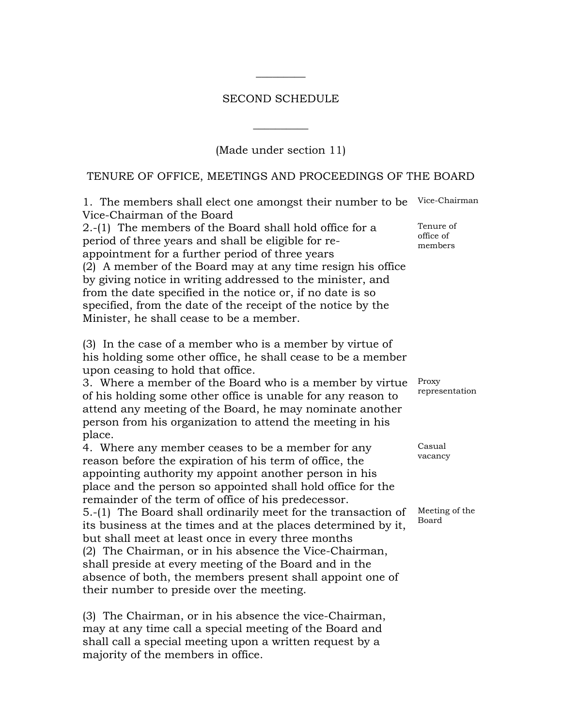## SECOND SCHEDULE

(Made under section 11)

### TENURE OF OFFICE, MEETINGS AND PROCEEDINGS OF THE BOARD

*Vice-Chairman*

1. The members shall elect one amongst their number to be Vice-Chairman of the Board

*Tenure of office of members*

2.-(1) The members of the Board shall hold office for a period of three years and shall be eligible for re-appointment for a further period of three years

(2) A member of the Board may at any time resign his office by giving notice in writing addressed to the minister, and from the date specified in the notice or, if no date is so specified, from the date of the receipt of the notice by the Minister, he shall cease to be a member.

(3) In the case of a member who is a member by virtue of his holding some other office, he shall cease to be a member upon ceasing to hold that office.

*Proxy representation*

3. Where a member of the Board who is a member by virtue of his holding some other office is unable for any reason to attend any meeting of the Board, he may nominate another person from his organization to attend the meeting in his place.

*Casual vacancy*

4. Where any member ceases to be a member for any reason before the expiration of his term of office, the appointing authority my appoint another person in his place and the person so appointed shall hold office for the remainder of the term of office of his predecessor.

*Meeting of the Board*

5.-(1) The Board shall ordinarily meet for the transaction of its business at the times and at the places determined by it, but shall meet at least once in every three months

(2) The Chairman, or in his absence the Vice-Chairman, shall preside at every meeting of the Board and in the absence of both, the members present shall appoint one of their number to preside over the meeting.

(3) The Chairman, or in his absence the vice-Chairman, may at any time call a special meeting of the Board and shall call a special meeting upon a written request by a majority of the members in office.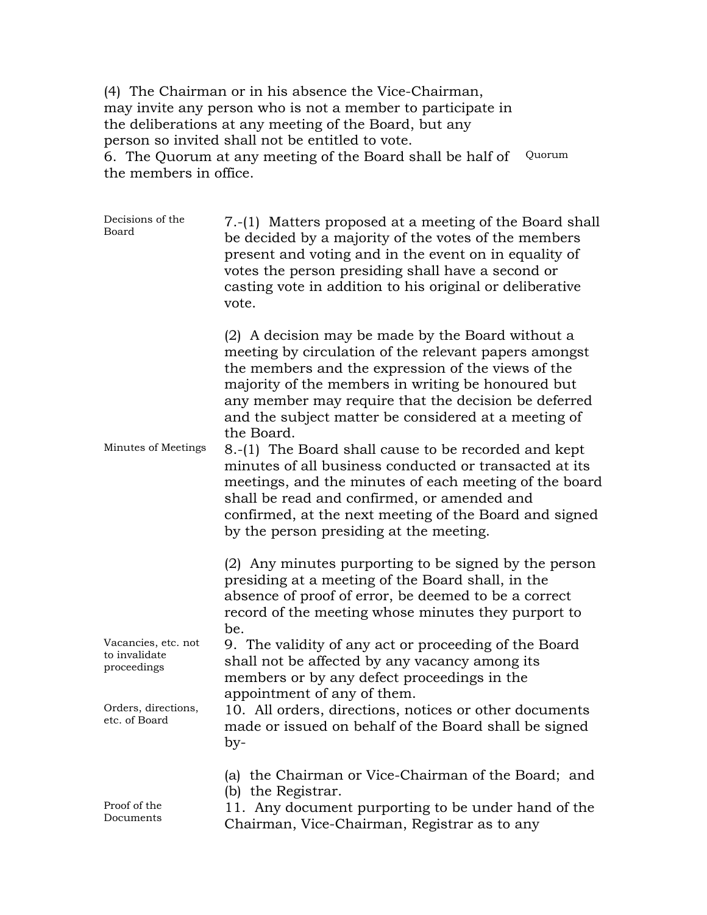(4) The Chairman or in his absence the Vice-Chairman, may invite any person who is not a member to participate in the deliberations at any meeting of the Board, but any person so invited shall not be entitled to vote.

Quorum

6. The Quorum at any meeting of the Board shall be half of the members in office.

Decisions of the Board

7.-(1) Matters proposed at a meeting of the Board shall be decided by a majority of the votes of the members present and voting and in the event on in equality of votes the person presiding shall have a second or casting vote in addition to his original or deliberative vote.

(2) A decision may be made by the Board without a meeting by circulation of the relevant papers amongst the members and the expression of the views of the majority of the members in writing be honoured but any member may require that the decision be deferred and the subject matter be considered at a meeting of the Board.

Minutes of Meetings

8.-(1) The Board shall cause to be recorded and kept minutes of all business conducted or transacted at its meetings, and the minutes of each meeting of the board shall be read and confirmed, or amended and confirmed, at the next meeting of the Board and signed by the person presiding at the meeting.

(2) Any minutes purporting to be signed by the person presiding at a meeting of the Board shall, in the absence of proof of error, be deemed to be a correct record of the meeting whose minutes they purport to be.

Vacancies, etc. not to invalidate proceedings

9. The validity of any act or proceeding of the Board shall not be affected by any vacancy among its members or by any defect proceedings in the appointment of any of them.

Orders, directions, etc. of Board

10. All orders, directions, notices or other documents made or issued on behalf of the Board shall be signed by-

(a) the Chairman or Vice-Chairman of the Board; and
(b) the Registrar.

Proof of the Documents

11. Any document purporting to be under hand of the Chairman, Vice-Chairman, Registrar as to any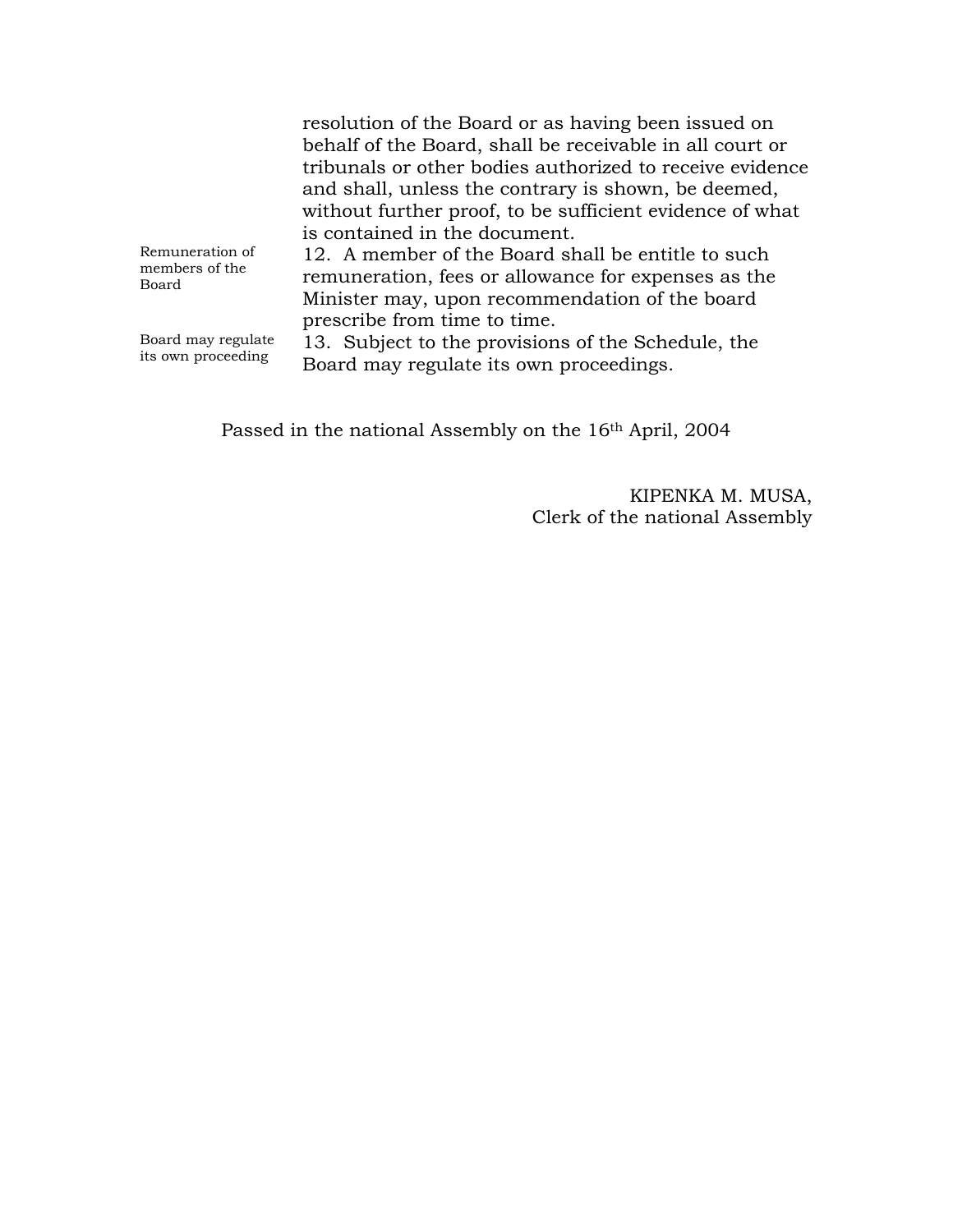resolution of the Board or as having been issued on behalf of the Board, shall be receivable in all court or tribunals or other bodies authorized to receive evidence and shall, unless the contrary is shown, be deemed, without further proof, to be sufficient evidence of what is contained in the document.

*Remuneration of members of the Board*

12. A member of the Board shall be entitle to such remuneration, fees or allowance for expenses as the Minister may, upon recommendation of the board prescribe from time to time.

*Board may regulate its own proceeding*

13. Subject to the provisions of the Schedule, the Board may regulate its own proceedings.

Passed in the national Assembly on the 16th April, 2004

KIPENKA M. MUSA,
Clerk of the national Assembly